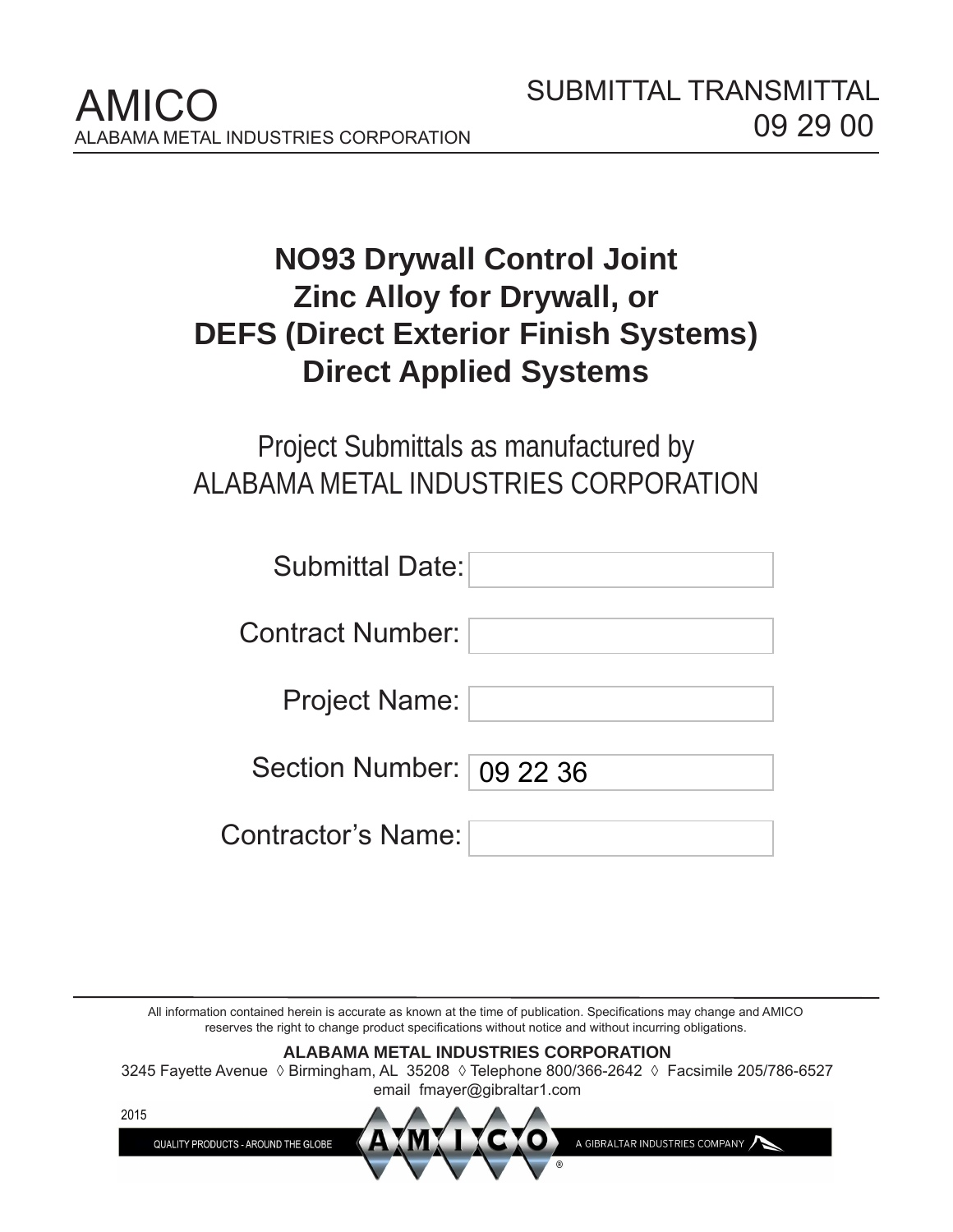AMICO
ALABAMA METAL INDUSTRIES CORPORATION

SUBMITTAL TRANSMITTAL
09 29 00

# NO93 Drywall Control Joint
# Zinc Alloy for Drywall, or
# DEFS (Direct Exterior Finish Systems)
# Direct Applied Systems

Project Submittals as manufactured by
ALABAMA METAL INDUSTRIES CORPORATION

| | |
|---|---|
| Submittal Date: | |
| Contract Number: | |
| Project Name: | |
| Section Number: | 09 22 36 |
| Contractor's Name: | |

All information contained herein is accurate as known at the time of publication. Specifications may change and AMICO reserves the right to change product specifications without notice and without incurring obligations.

**ALABAMA METAL INDUSTRIES CORPORATION**
3245 Fayette Avenue ◊ Birmingham, AL 35208 ◊ Telephone 800/366-2642 ◊ Facsimile 205/786-6527
email fmayer@gibraltar1.com

2015

QUALITY PRODUCTS - AROUND THE GLOBE AMICO® A GIBRALTAR INDUSTRIES COMPANY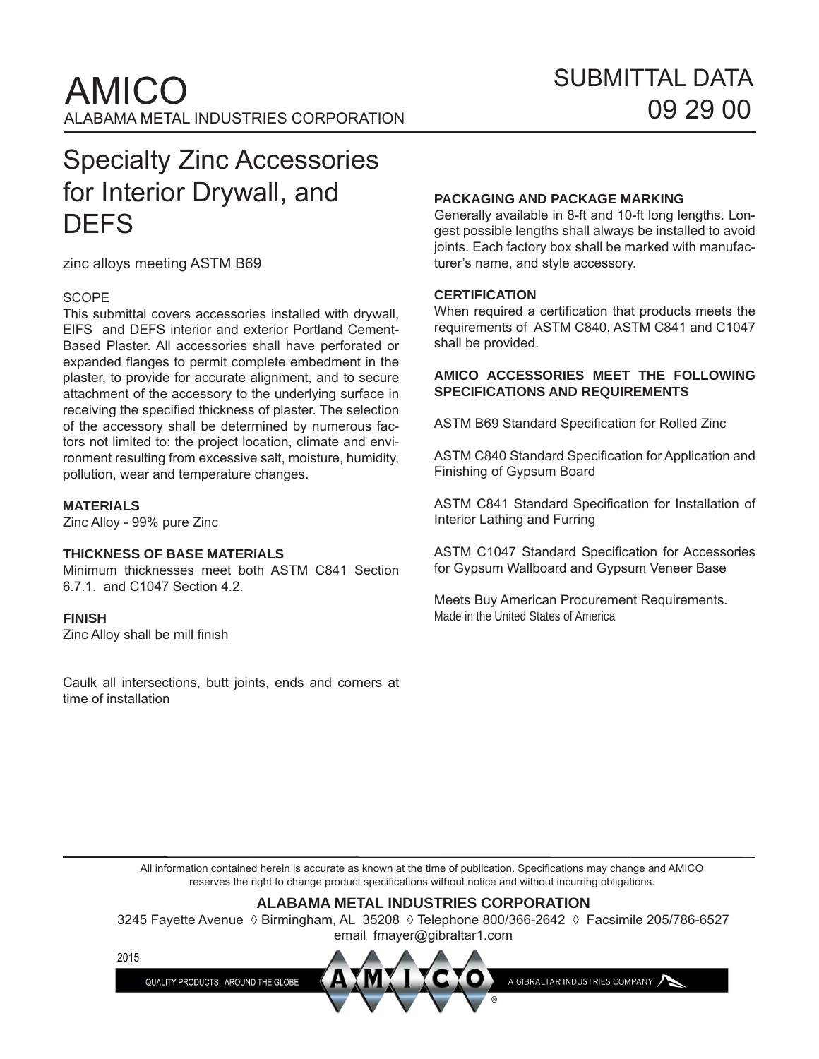# AMICO

ALABAMA METAL INDUSTRIES CORPORATION

SUBMITTAL DATA
09 29 00

## Specialty Zinc Accessories for Interior Drywall, and DEFS

zinc alloys meeting ASTM B69

SCOPE
This submittal covers accessories installed with drywall, EIFS and DEFS interior and exterior Portland Cement-Based Plaster. All accessories shall have perforated or expanded flanges to permit complete embedment in the plaster, to provide for accurate alignment, and to secure attachment of the accessory to the underlying surface in receiving the specified thickness of plaster. The selection of the accessory shall be determined by numerous factors not limited to: the project location, climate and environment resulting from excessive salt, moisture, humidity, pollution, wear and temperature changes.

**MATERIALS**
Zinc Alloy - 99% pure Zinc

**THICKNESS OF BASE MATERIALS**
Minimum thicknesses meet both ASTM C841 Section 6.7.1. and C1047 Section 4.2.

**FINISH**
Zinc Alloy shall be mill finish

Caulk all intersections, butt joints, ends and corners at time of installation

**PACKAGING AND PACKAGE MARKING**
Generally available in 8-ft and 10-ft long lengths. Longest possible lengths shall always be installed to avoid joints. Each factory box shall be marked with manufacturer's name, and style accessory.

**CERTIFICATION**
When required a certification that products meets the requirements of ASTM C840, ASTM C841 and C1047 shall be provided.

**AMICO ACCESSORIES MEET THE FOLLOWING SPECIFICATIONS AND REQUIREMENTS**

ASTM B69 Standard Specification for Rolled Zinc

ASTM C840 Standard Specification for Application and Finishing of Gypsum Board

ASTM C841 Standard Specification for Installation of Interior Lathing and Furring

ASTM C1047 Standard Specification for Accessories for Gypsum Wallboard and Gypsum Veneer Base

Meets Buy American Procurement Requirements.
Made in the United States of America

All information contained herein is accurate as known at the time of publication. Specifications may change and AMICO reserves the right to change product specifications without notice and without incurring obligations.

**ALABAMA METAL INDUSTRIES CORPORATION**
3245 Fayette Avenue ◊ Birmingham, AL 35208 ◊ Telephone 800/366-2642 ◊ Facsimile 205/786-6527
email fmayer@gibraltar1.com

2015

QUALITY PRODUCTS - AROUND THE GLOBE — AMICO® — A GIBRALTAR INDUSTRIES COMPANY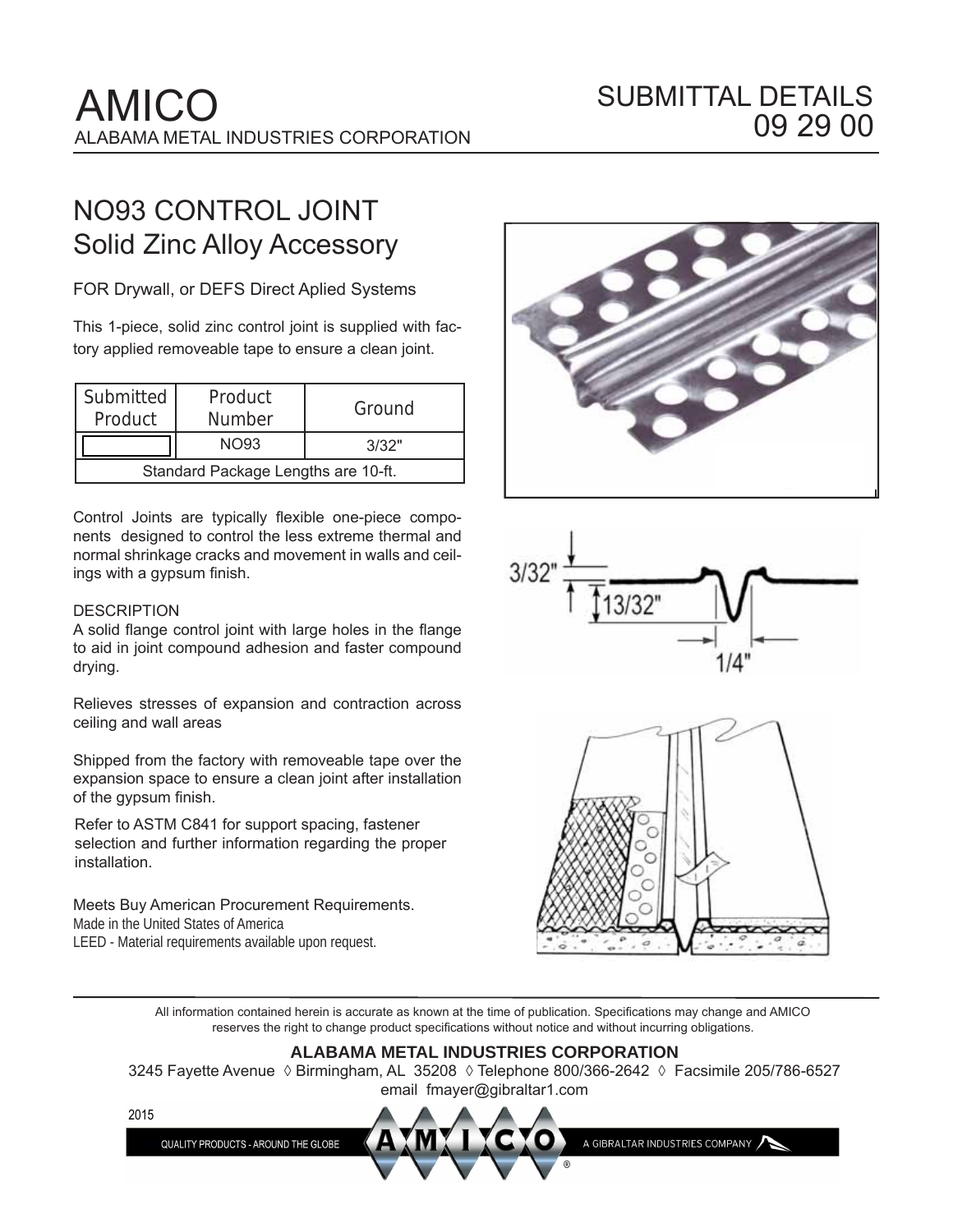# AMICO

ALABAMA METAL INDUSTRIES CORPORATION

SUBMITTAL DETAILS
09 29 00

## NO93 CONTROL JOINT
## Solid Zinc Alloy Accessory

FOR Drywall, or DEFS Direct Aplied Systems

This 1-piece, solid zinc control joint is supplied with factory applied removeable tape to ensure a clean joint.

| Submitted Product | Product Number | Ground |
|---|---|---|
| | NO93 | 3/32" |
| Standard Package Lengths are 10-ft. | | |

Control Joints are typically flexible one-piece components designed to control the less extreme thermal and normal shrinkage cracks and movement in walls and ceilings with a gypsum finish.

DESCRIPTION
A solid flange control joint with large holes in the flange to aid in joint compound adhesion and faster compound drying.

Relieves stresses of expansion and contraction across ceiling and wall areas

Shipped from the factory with removeable tape over the expansion space to ensure a clean joint after installation of the gypsum finish.

Refer to ASTM C841 for support spacing, fastener selection and further information regarding the proper installation.

Meets Buy American Procurement Requirements.
Made in the United States of America
LEED - Material requirements available upon request.

3/32"
13/32"
1/4"

All information contained herein is accurate as known at the time of publication. Specifications may change and AMICO reserves the right to change product specifications without notice and without incurring obligations.

**ALABAMA METAL INDUSTRIES CORPORATION**
3245 Fayette Avenue ◊ Birmingham, AL 35208 ◊ Telephone 800/366-2642 ◊ Facsimile 205/786-6527
email fmayer@gibraltar1.com

2015

QUALITY PRODUCTS - AROUND THE GLOBE    AMICO    A GIBRALTAR INDUSTRIES COMPANY